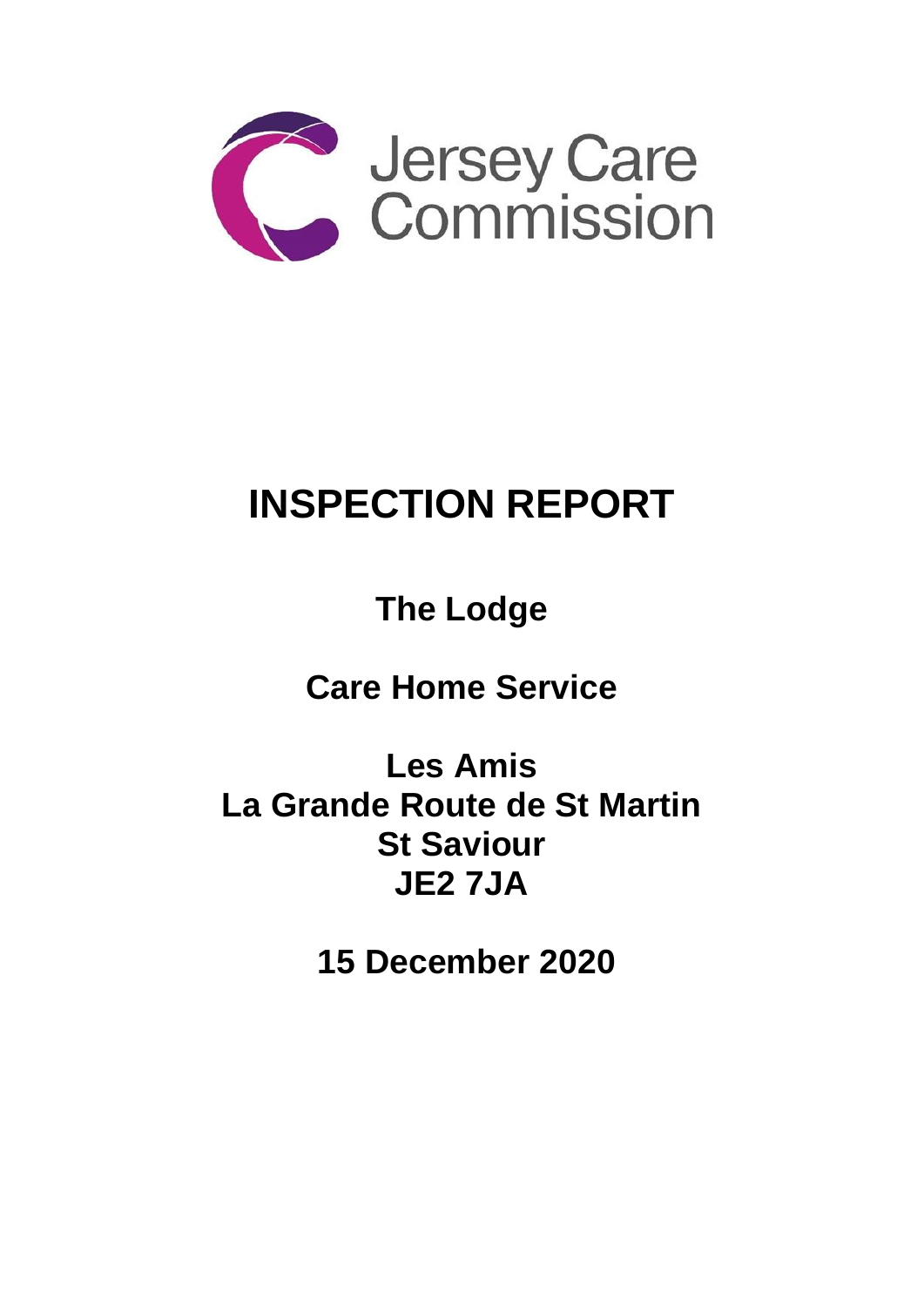Jersey Care Commission

# INSPECTION REPORT

## The Lodge

## Care Home Service

**Les Amis**
**La Grande Route de St Martin**
**St Saviour**
**JE2 7JA**

**15 December 2020**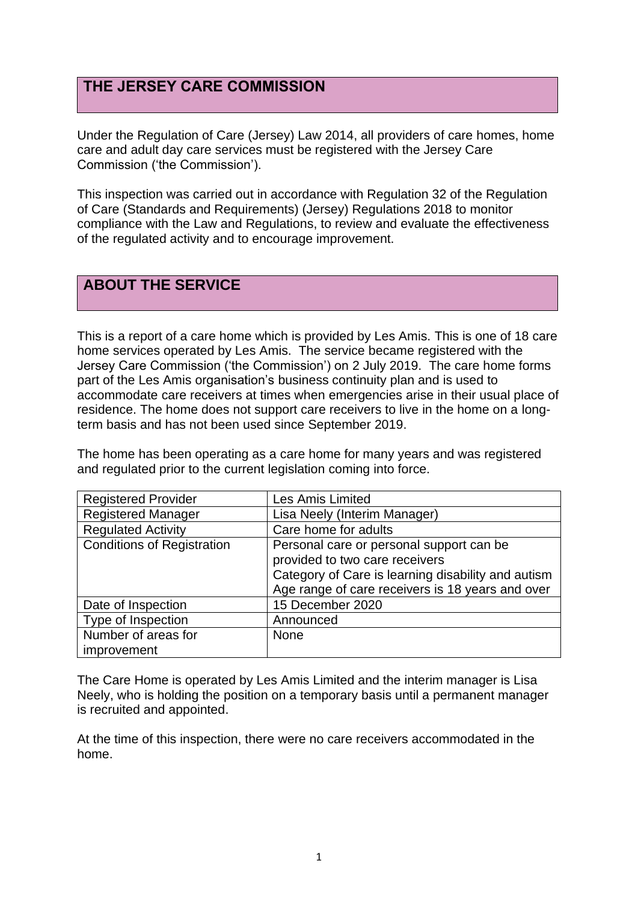## THE JERSEY CARE COMMISSION

Under the Regulation of Care (Jersey) Law 2014, all providers of care homes, home care and adult day care services must be registered with the Jersey Care Commission ('the Commission').

This inspection was carried out in accordance with Regulation 32 of the Regulation of Care (Standards and Requirements) (Jersey) Regulations 2018 to monitor compliance with the Law and Regulations, to review and evaluate the effectiveness of the regulated activity and to encourage improvement.

## ABOUT THE SERVICE

This is a report of a care home which is provided by Les Amis. This is one of 18 care home services operated by Les Amis. The service became registered with the Jersey Care Commission ('the Commission') on 2 July 2019. The care home forms part of the Les Amis organisation's business continuity plan and is used to accommodate care receivers at times when emergencies arise in their usual place of residence. The home does not support care receivers to live in the home on a long-term basis and has not been used since September 2019.

The home has been operating as a care home for many years and was registered and regulated prior to the current legislation coming into force.

| | |
|---|---|
| Registered Provider | Les Amis Limited |
| Registered Manager | Lisa Neely (Interim Manager) |
| Regulated Activity | Care home for adults |
| Conditions of Registration | Personal care or personal support can be provided to two care receivers<br>Category of Care is learning disability and autism<br>Age range of care receivers is 18 years and over |
| Date of Inspection | 15 December 2020 |
| Type of Inspection | Announced |
| Number of areas for improvement | None |

The Care Home is operated by Les Amis Limited and the interim manager is Lisa Neely, who is holding the position on a temporary basis until a permanent manager is recruited and appointed.

At the time of this inspection, there were no care receivers accommodated in the home.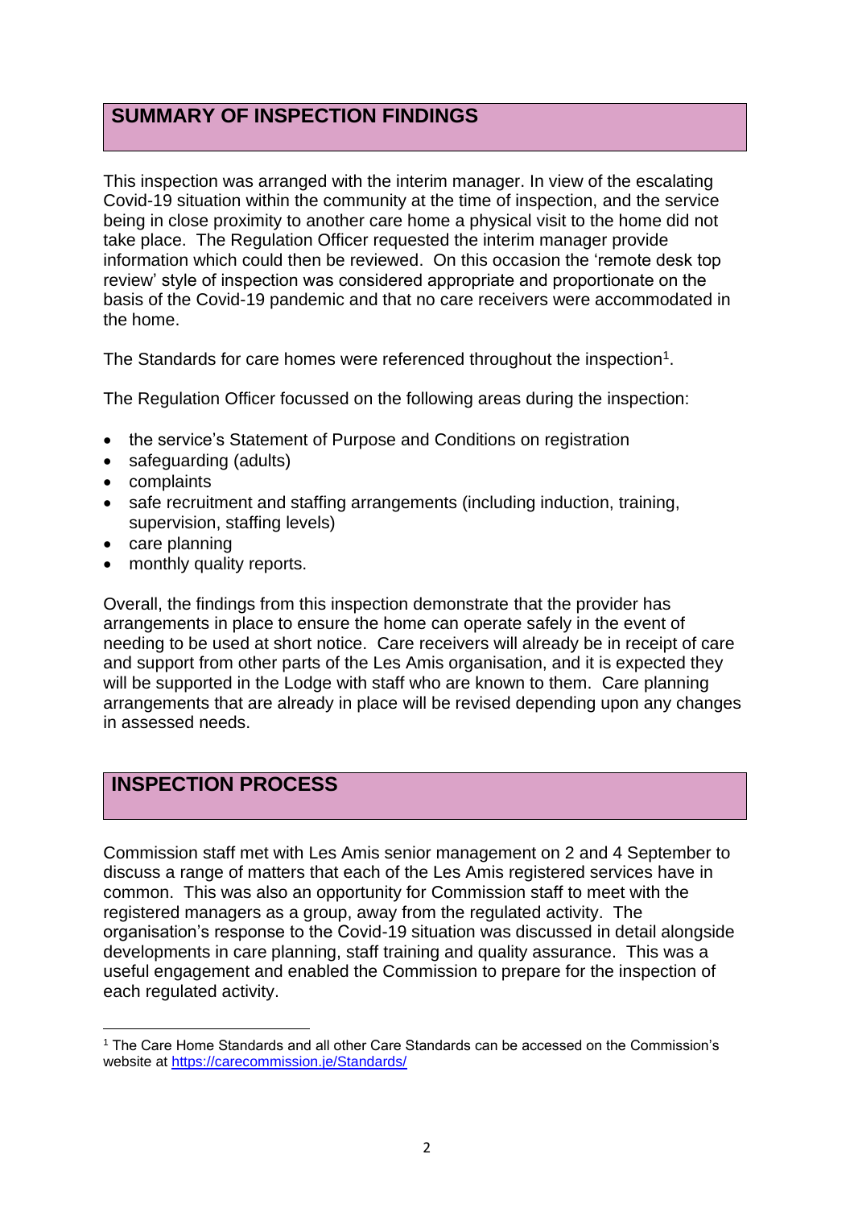## SUMMARY OF INSPECTION FINDINGS

This inspection was arranged with the interim manager. In view of the escalating Covid-19 situation within the community at the time of inspection, and the service being in close proximity to another care home a physical visit to the home did not take place. The Regulation Officer requested the interim manager provide information which could then be reviewed. On this occasion the 'remote desk top review' style of inspection was considered appropriate and proportionate on the basis of the Covid-19 pandemic and that no care receivers were accommodated in the home.

The Standards for care homes were referenced throughout the inspection[1].

The Regulation Officer focussed on the following areas during the inspection:

- the service's Statement of Purpose and Conditions on registration
- safeguarding (adults)
- complaints
- safe recruitment and staffing arrangements (including induction, training, supervision, staffing levels)
- care planning
- monthly quality reports.

Overall, the findings from this inspection demonstrate that the provider has arrangements in place to ensure the home can operate safely in the event of needing to be used at short notice. Care receivers will already be in receipt of care and support from other parts of the Les Amis organisation, and it is expected they will be supported in the Lodge with staff who are known to them. Care planning arrangements that are already in place will be revised depending upon any changes in assessed needs.

## INSPECTION PROCESS

Commission staff met with Les Amis senior management on 2 and 4 September to discuss a range of matters that each of the Les Amis registered services have in common. This was also an opportunity for Commission staff to meet with the registered managers as a group, away from the regulated activity. The organisation's response to the Covid-19 situation was discussed in detail alongside developments in care planning, staff training and quality assurance. This was a useful engagement and enabled the Commission to prepare for the inspection of each regulated activity.

[1] The Care Home Standards and all other Care Standards can be accessed on the Commission's website at https://carecommission.je/Standards/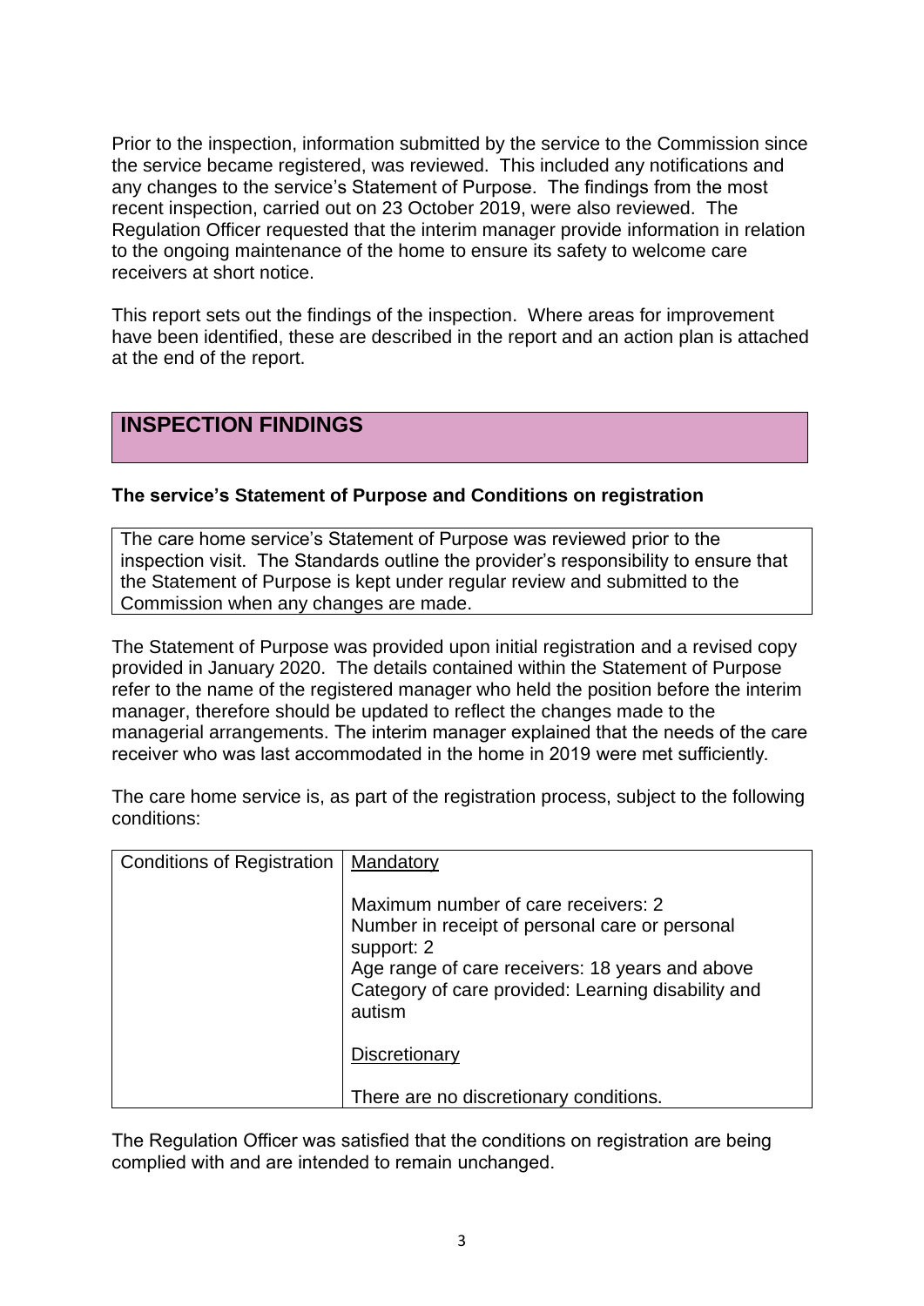Prior to the inspection, information submitted by the service to the Commission since the service became registered, was reviewed. This included any notifications and any changes to the service's Statement of Purpose. The findings from the most recent inspection, carried out on 23 October 2019, were also reviewed. The Regulation Officer requested that the interim manager provide information in relation to the ongoing maintenance of the home to ensure its safety to welcome care receivers at short notice.

This report sets out the findings of the inspection. Where areas for improvement have been identified, these are described in the report and an action plan is attached at the end of the report.

## INSPECTION FINDINGS

### The service's Statement of Purpose and Conditions on registration

The care home service's Statement of Purpose was reviewed prior to the inspection visit. The Standards outline the provider's responsibility to ensure that the Statement of Purpose is kept under regular review and submitted to the Commission when any changes are made.

The Statement of Purpose was provided upon initial registration and a revised copy provided in January 2020. The details contained within the Statement of Purpose refer to the name of the registered manager who held the position before the interim manager, therefore should be updated to reflect the changes made to the managerial arrangements. The interim manager explained that the needs of the care receiver who was last accommodated in the home in 2019 were met sufficiently.

The care home service is, as part of the registration process, subject to the following conditions:

| Conditions of Registration | Mandatory<br><br>Maximum number of care receivers: 2<br>Number in receipt of personal care or personal support: 2<br>Age range of care receivers: 18 years and above<br>Category of care provided: Learning disability and autism<br><br>Discretionary<br><br>There are no discretionary conditions. |
|---|---|

The Regulation Officer was satisfied that the conditions on registration are being complied with and are intended to remain unchanged.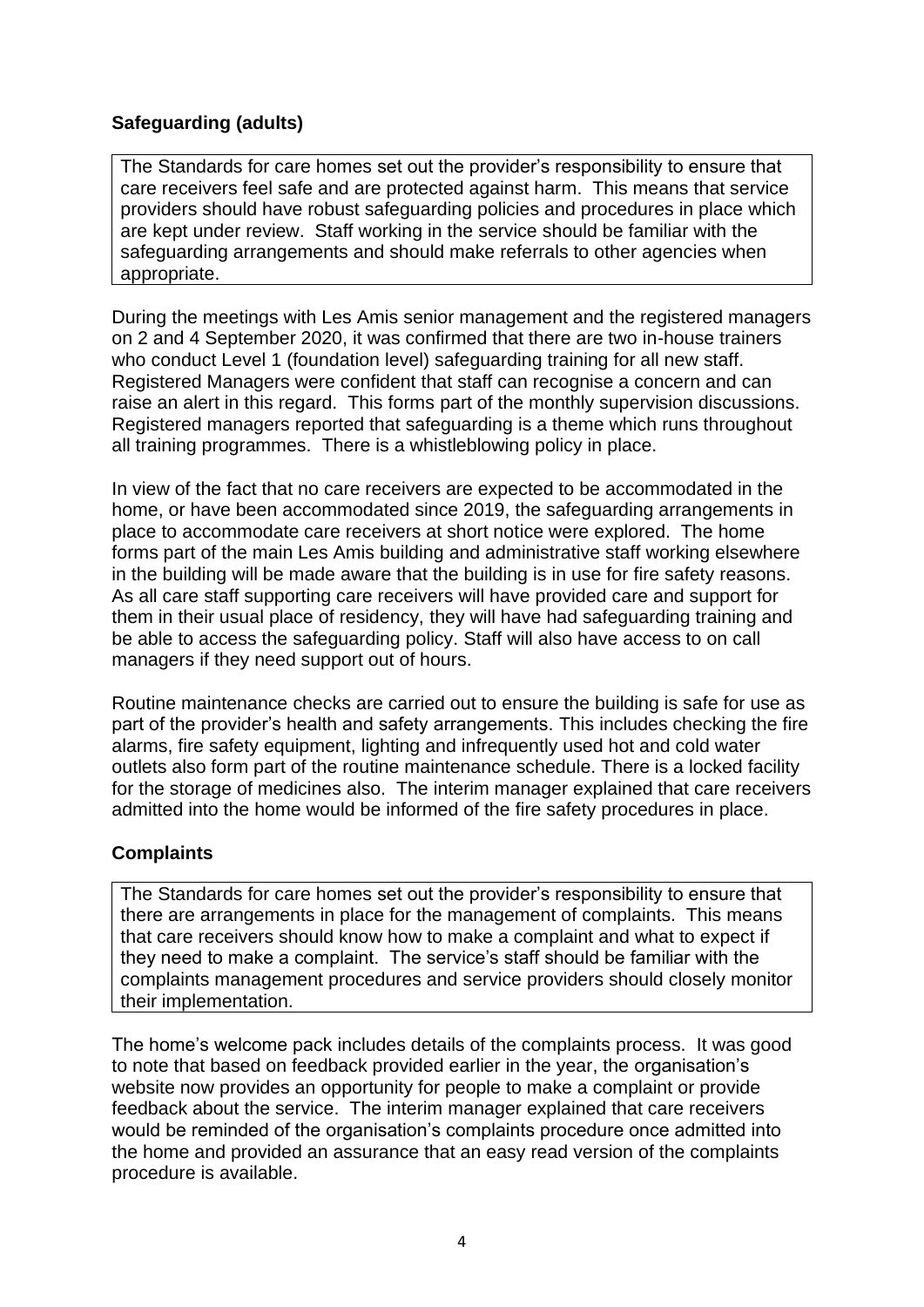## Safeguarding (adults)

> The Standards for care homes set out the provider's responsibility to ensure that care receivers feel safe and are protected against harm. This means that service providers should have robust safeguarding policies and procedures in place which are kept under review. Staff working in the service should be familiar with the safeguarding arrangements and should make referrals to other agencies when appropriate.

During the meetings with Les Amis senior management and the registered managers on 2 and 4 September 2020, it was confirmed that there are two in-house trainers who conduct Level 1 (foundation level) safeguarding training for all new staff. Registered Managers were confident that staff can recognise a concern and can raise an alert in this regard. This forms part of the monthly supervision discussions. Registered managers reported that safeguarding is a theme which runs throughout all training programmes. There is a whistleblowing policy in place.

In view of the fact that no care receivers are expected to be accommodated in the home, or have been accommodated since 2019, the safeguarding arrangements in place to accommodate care receivers at short notice were explored. The home forms part of the main Les Amis building and administrative staff working elsewhere in the building will be made aware that the building is in use for fire safety reasons. As all care staff supporting care receivers will have provided care and support for them in their usual place of residency, they will have had safeguarding training and be able to access the safeguarding policy. Staff will also have access to on call managers if they need support out of hours.

Routine maintenance checks are carried out to ensure the building is safe for use as part of the provider's health and safety arrangements. This includes checking the fire alarms, fire safety equipment, lighting and infrequently used hot and cold water outlets also form part of the routine maintenance schedule. There is a locked facility for the storage of medicines also. The interim manager explained that care receivers admitted into the home would be informed of the fire safety procedures in place.

## Complaints

> The Standards for care homes set out the provider's responsibility to ensure that there are arrangements in place for the management of complaints. This means that care receivers should know how to make a complaint and what to expect if they need to make a complaint. The service's staff should be familiar with the complaints management procedures and service providers should closely monitor their implementation.

The home's welcome pack includes details of the complaints process. It was good to note that based on feedback provided earlier in the year, the organisation's website now provides an opportunity for people to make a complaint or provide feedback about the service. The interim manager explained that care receivers would be reminded of the organisation's complaints procedure once admitted into the home and provided an assurance that an easy read version of the complaints procedure is available.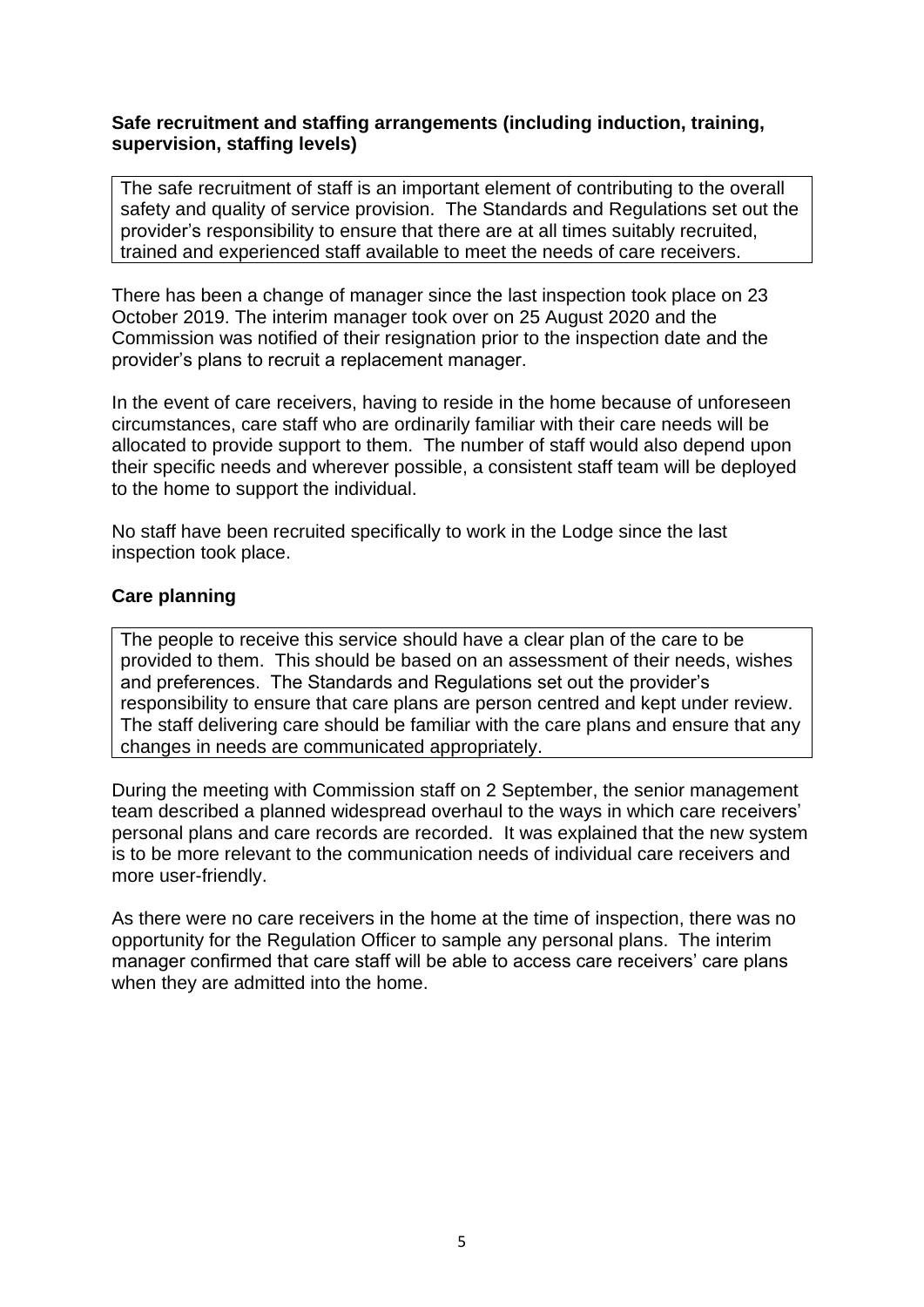### Safe recruitment and staffing arrangements (including induction, training, supervision, staffing levels)

The safe recruitment of staff is an important element of contributing to the overall safety and quality of service provision. The Standards and Regulations set out the provider's responsibility to ensure that there are at all times suitably recruited, trained and experienced staff available to meet the needs of care receivers.

There has been a change of manager since the last inspection took place on 23 October 2019. The interim manager took over on 25 August 2020 and the Commission was notified of their resignation prior to the inspection date and the provider's plans to recruit a replacement manager.

In the event of care receivers, having to reside in the home because of unforeseen circumstances, care staff who are ordinarily familiar with their care needs will be allocated to provide support to them. The number of staff would also depend upon their specific needs and wherever possible, a consistent staff team will be deployed to the home to support the individual.

No staff have been recruited specifically to work in the Lodge since the last inspection took place.

### Care planning

The people to receive this service should have a clear plan of the care to be provided to them. This should be based on an assessment of their needs, wishes and preferences. The Standards and Regulations set out the provider's responsibility to ensure that care plans are person centred and kept under review. The staff delivering care should be familiar with the care plans and ensure that any changes in needs are communicated appropriately.

During the meeting with Commission staff on 2 September, the senior management team described a planned widespread overhaul to the ways in which care receivers' personal plans and care records are recorded. It was explained that the new system is to be more relevant to the communication needs of individual care receivers and more user-friendly.

As there were no care receivers in the home at the time of inspection, there was no opportunity for the Regulation Officer to sample any personal plans. The interim manager confirmed that care staff will be able to access care receivers' care plans when they are admitted into the home.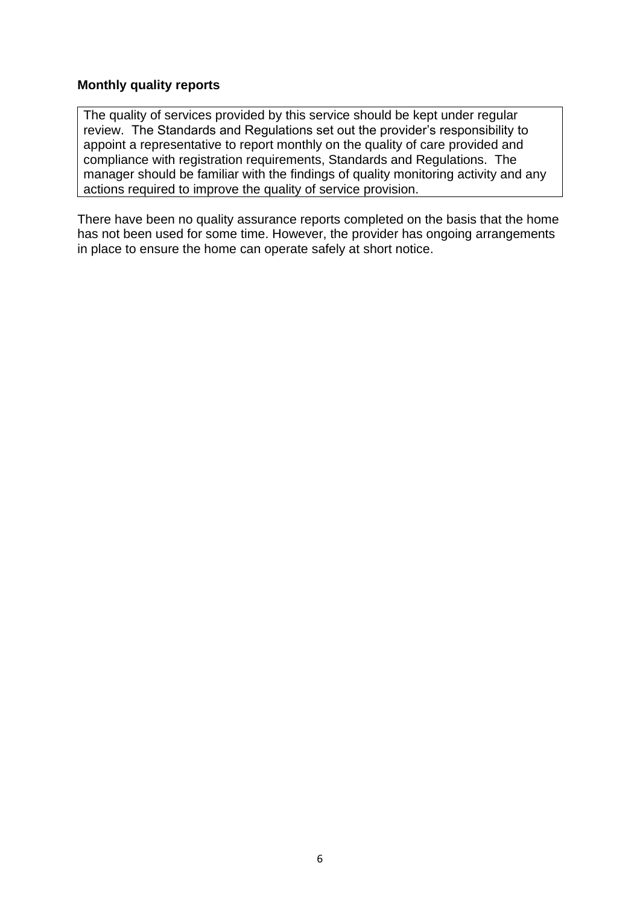### Monthly quality reports

> The quality of services provided by this service should be kept under regular review. The Standards and Regulations set out the provider's responsibility to appoint a representative to report monthly on the quality of care provided and compliance with registration requirements, Standards and Regulations. The manager should be familiar with the findings of quality monitoring activity and any actions required to improve the quality of service provision.

There have been no quality assurance reports completed on the basis that the home has not been used for some time. However, the provider has ongoing arrangements in place to ensure the home can operate safely at short notice.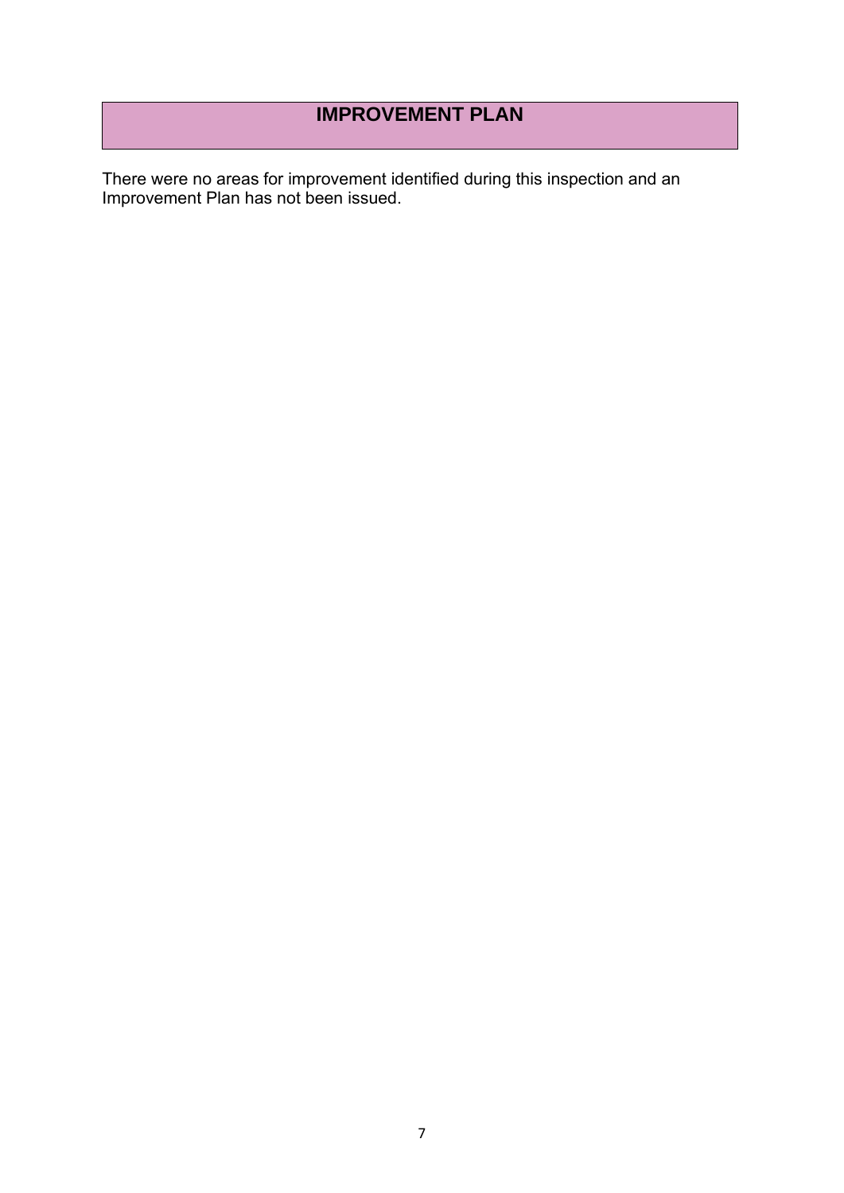# IMPROVEMENT PLAN

There were no areas for improvement identified during this inspection and an Improvement Plan has not been issued.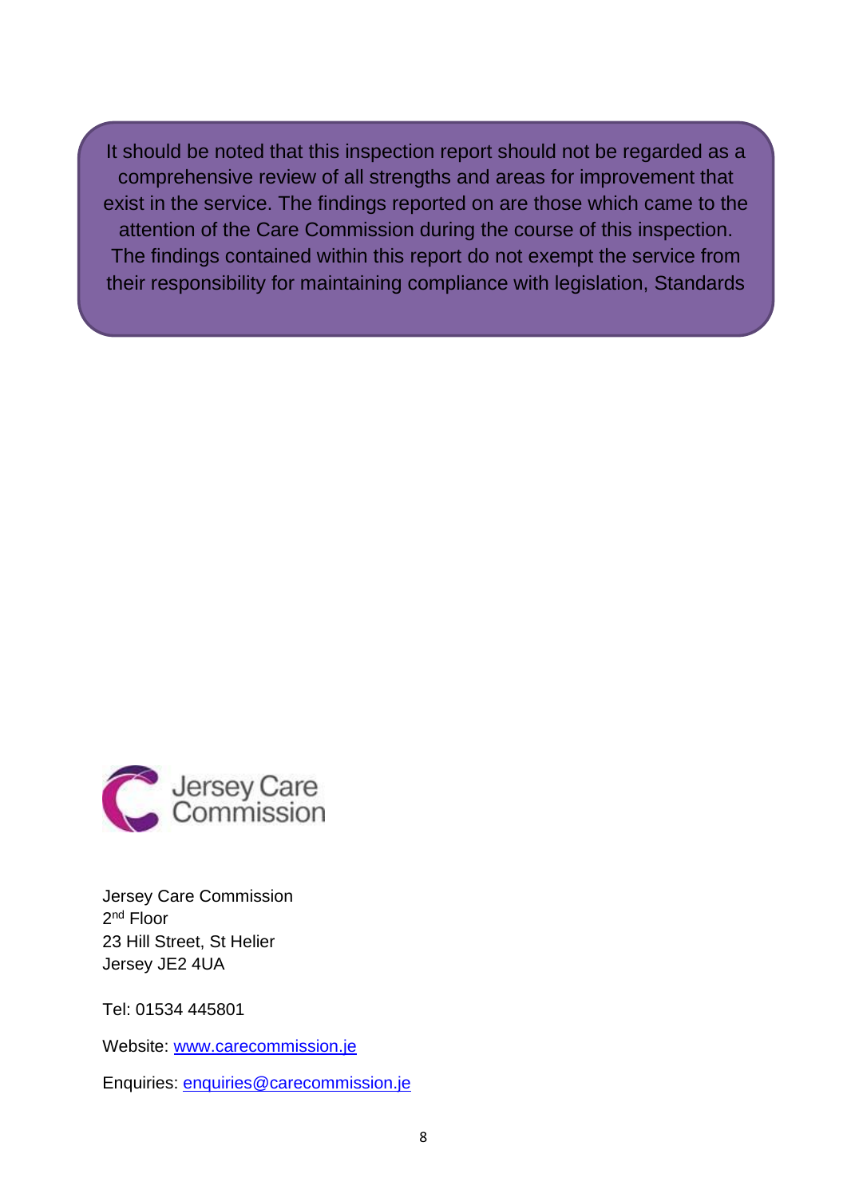It should be noted that this inspection report should not be regarded as a comprehensive review of all strengths and areas for improvement that exist in the service. The findings reported on are those which came to the attention of the Care Commission during the course of this inspection. The findings contained within this report do not exempt the service from their responsibility for maintaining compliance with legislation, Standards

Jersey Care Commission

Jersey Care Commission
2nd Floor
23 Hill Street, St Helier
Jersey JE2 4UA

Tel: 01534 445801

Website: [www.carecommission.je](http://www.carecommission.je)

Enquiries: [enquiries@carecommission.je](mailto:enquiries@carecommission.je)